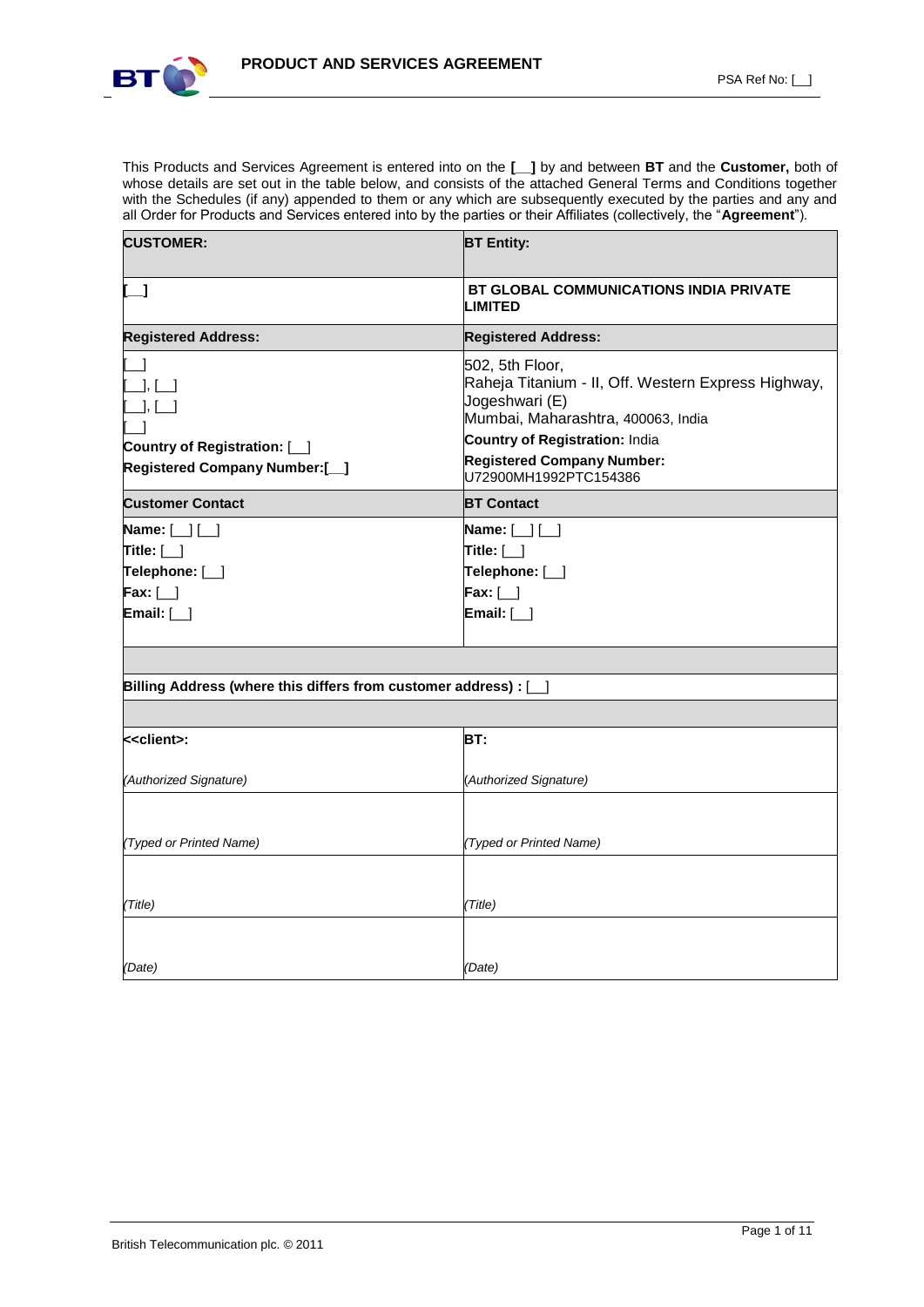# PRODUCT AND SERVICES AGREEMENT

PSA Ref No: [__]

This Products and Services Agreement is entered into on the **[__]** by and between **BT** and the **Customer,** both of whose details are set out in the table below, and consists of the attached General Terms and Conditions together with the Schedules (if any) appended to them or any which are subsequently executed by the parties and any and all Order for Products and Services entered into by the parties or their Affiliates (collectively, the "**Agreement**").

| **CUSTOMER:** | **BT Entity:** |
|---|---|
| **[__]** | **BT GLOBAL COMMUNICATIONS INDIA PRIVATE LIMITED** |
| **Registered Address:** | **Registered Address:** |
| [__]<br>[__], [__]<br>[__], [__]<br>[__]<br>**Country of Registration:** [__]<br>**Registered Company Number:[__]** | 502, 5th Floor,<br>Raheja Titanium - II, Off. Western Express Highway, Jogeshwari (E)<br>Mumbai, Maharashtra, 400063, India<br>**Country of Registration:** India<br>**Registered Company Number:** U72900MH1992PTC154386 |
| **Customer Contact** | **BT Contact** |
| **Name:** [__] [__]<br>**Title:** [__]<br>**Telephone:** [__]<br>**Fax:** [__]<br>**Email:** [__] | **Name:** [__] [__]<br>**Title:** [__]<br>**Telephone:** [__]<br>**Fax:** [__]<br>**Email:** [__] |
| | |
| **Billing Address (where this differs from customer address) :** [__] | |
| | |
| **<<client>:**<br><br>*(Authorized Signature)* | **BT:**<br><br>*(Authorized Signature)* |
| *(Typed or Printed Name)* | *(Typed or Printed Name)* |
| *(Title)* | *(Title)* |
| *(Date)* | *(Date)* |

British Telecommunication plc. © 2011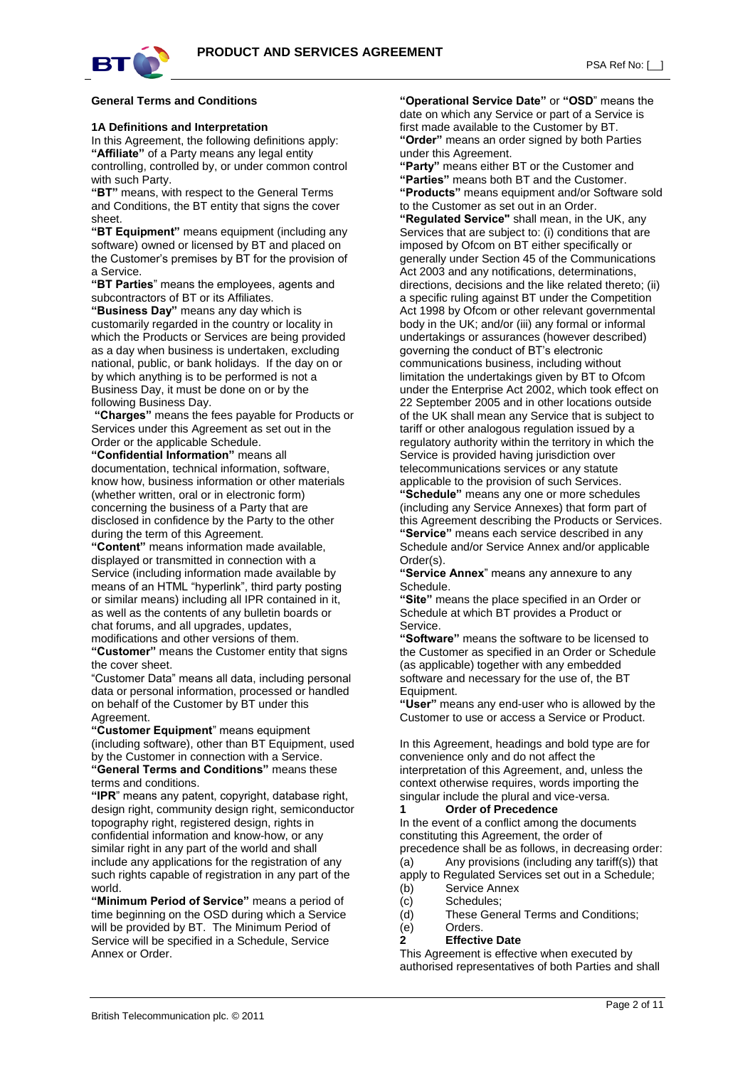**General Terms and Conditions**

**1A Definitions and Interpretation**

In this Agreement, the following definitions apply:

**"Affiliate"** of a Party means any legal entity controlling, controlled by, or under common control with such Party.

**"BT"** means, with respect to the General Terms and Conditions, the BT entity that signs the cover sheet.

**"BT Equipment"** means equipment (including any software) owned or licensed by BT and placed on the Customer's premises by BT for the provision of a Service.

**"BT Parties**" means the employees, agents and subcontractors of BT or its Affiliates.

**"Business Day"** means any day which is customarily regarded in the country or locality in which the Products or Services are being provided as a day when business is undertaken, excluding national, public, or bank holidays. If the day on or by which anything is to be performed is not a Business Day, it must be done on or by the following Business Day.

**"Charges"** means the fees payable for Products or Services under this Agreement as set out in the Order or the applicable Schedule.

**"Confidential Information"** means all documentation, technical information, software, know how, business information or other materials (whether written, oral or in electronic form) concerning the business of a Party that are disclosed in confidence by the Party to the other during the term of this Agreement.

**"Content"** means information made available, displayed or transmitted in connection with a Service (including information made available by means of an HTML "hyperlink", third party posting or similar means) including all IPR contained in it, as well as the contents of any bulletin boards or chat forums, and all upgrades, updates, modifications and other versions of them.

**"Customer"** means the Customer entity that signs the cover sheet.

"Customer Data" means all data, including personal data or personal information, processed or handled on behalf of the Customer by BT under this Agreement.

**"Customer Equipment**" means equipment (including software), other than BT Equipment, used by the Customer in connection with a Service.

**"General Terms and Conditions"** means these terms and conditions.

**"IPR**" means any patent, copyright, database right, design right, community design right, semiconductor topography right, registered design, rights in confidential information and know-how, or any similar right in any part of the world and shall include any applications for the registration of any such rights capable of registration in any part of the world.

**"Minimum Period of Service"** means a period of time beginning on the OSD during which a Service will be provided by BT. The Minimum Period of Service will be specified in a Schedule, Service Annex or Order.

**"Operational Service Date"** or **"OSD**" means the date on which any Service or part of a Service is first made available to the Customer by BT.

**"Order"** means an order signed by both Parties under this Agreement.

**"Party"** means either BT or the Customer and **"Parties"** means both BT and the Customer.

**"Products"** means equipment and/or Software sold to the Customer as set out in an Order.

**"Regulated Service"** shall mean, in the UK, any Services that are subject to: (i) conditions that are imposed by Ofcom on BT either specifically or generally under Section 45 of the Communications Act 2003 and any notifications, determinations, directions, decisions and the like related thereto; (ii) a specific ruling against BT under the Competition Act 1998 by Ofcom or other relevant governmental body in the UK; and/or (iii) any formal or informal undertakings or assurances (however described) governing the conduct of BT's electronic communications business, including without limitation the undertakings given by BT to Ofcom under the Enterprise Act 2002, which took effect on 22 September 2005 and in other locations outside of the UK shall mean any Service that is subject to tariff or other analogous regulation issued by a regulatory authority within the territory in which the Service is provided having jurisdiction over telecommunications services or any statute applicable to the provision of such Services.

**"Schedule"** means any one or more schedules (including any Service Annexes) that form part of this Agreement describing the Products or Services.

**"Service"** means each service described in any Schedule and/or Service Annex and/or applicable Order(s).

**"Service Annex**" means any annexure to any Schedule.

**"Site"** means the place specified in an Order or Schedule at which BT provides a Product or Service.

**"Software"** means the software to be licensed to the Customer as specified in an Order or Schedule (as applicable) together with any embedded software and necessary for the use of, the BT Equipment.

**"User"** means any end-user who is allowed by the Customer to use or access a Service or Product.

In this Agreement, headings and bold type are for convenience only and do not affect the interpretation of this Agreement, and, unless the context otherwise requires, words importing the singular include the plural and vice-versa.

**1 Order of Precedence**

In the event of a conflict among the documents constituting this Agreement, the order of precedence shall be as follows, in decreasing order:

(a) Any provisions (including any tariff(s)) that apply to Regulated Services set out in a Schedule;
(b) Service Annex
(c) Schedules;
(d) These General Terms and Conditions;
(e) Orders.

**2 Effective Date**

This Agreement is effective when executed by authorised representatives of both Parties and shall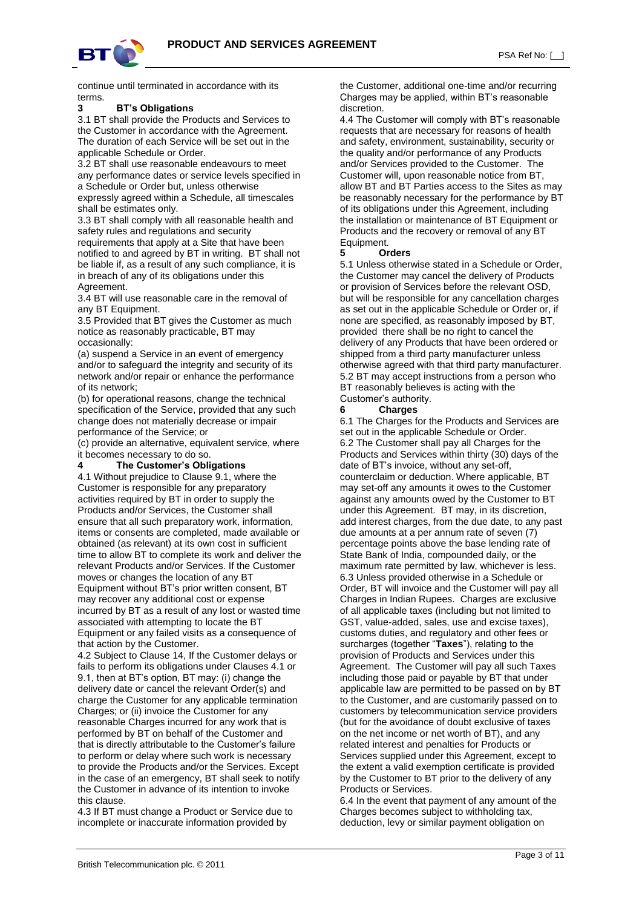continue until terminated in accordance with its terms.

## 3 BT's Obligations

3.1 BT shall provide the Products and Services to the Customer in accordance with the Agreement. The duration of each Service will be set out in the applicable Schedule or Order.

3.2 BT shall use reasonable endeavours to meet any performance dates or service levels specified in a Schedule or Order but, unless otherwise expressly agreed within a Schedule, all timescales shall be estimates only.

3.3 BT shall comply with all reasonable health and safety rules and regulations and security requirements that apply at a Site that have been notified to and agreed by BT in writing. BT shall not be liable if, as a result of any such compliance, it is in breach of any of its obligations under this Agreement.

3.4 BT will use reasonable care in the removal of any BT Equipment.

3.5 Provided that BT gives the Customer as much notice as reasonably practicable, BT may occasionally:

(a) suspend a Service in an event of emergency and/or to safeguard the integrity and security of its network and/or repair or enhance the performance of its network;

(b) for operational reasons, change the technical specification of the Service, provided that any such change does not materially decrease or impair performance of the Service; or

(c) provide an alternative, equivalent service, where it becomes necessary to do so.

## 4 The Customer's Obligations

4.1 Without prejudice to Clause 9.1, where the Customer is responsible for any preparatory activities required by BT in order to supply the Products and/or Services, the Customer shall ensure that all such preparatory work, information, items or consents are completed, made available or obtained (as relevant) at its own cost in sufficient time to allow BT to complete its work and deliver the relevant Products and/or Services. If the Customer moves or changes the location of any BT Equipment without BT's prior written consent, BT may recover any additional cost or expense incurred by BT as a result of any lost or wasted time associated with attempting to locate the BT Equipment or any failed visits as a consequence of that action by the Customer.

4.2 Subject to Clause 14, If the Customer delays or fails to perform its obligations under Clauses 4.1 or 9.1, then at BT's option, BT may: (i) change the delivery date or cancel the relevant Order(s) and charge the Customer for any applicable termination Charges; or (ii) invoice the Customer for any reasonable Charges incurred for any work that is performed by BT on behalf of the Customer and that is directly attributable to the Customer's failure to perform or delay where such work is necessary to provide the Products and/or the Services. Except in the case of an emergency, BT shall seek to notify the Customer in advance of its intention to invoke this clause.

4.3 If BT must change a Product or Service due to incomplete or inaccurate information provided by the Customer, additional one-time and/or recurring Charges may be applied, within BT's reasonable discretion.

4.4 The Customer will comply with BT's reasonable requests that are necessary for reasons of health and safety, environment, sustainability, security or the quality and/or performance of any Products and/or Services provided to the Customer. The Customer will, upon reasonable notice from BT, allow BT and BT Parties access to the Sites as may be reasonably necessary for the performance by BT of its obligations under this Agreement, including the installation or maintenance of BT Equipment or Products and the recovery or removal of any BT Equipment.

## 5 Orders

5.1 Unless otherwise stated in a Schedule or Order, the Customer may cancel the delivery of Products or provision of Services before the relevant OSD, but will be responsible for any cancellation charges as set out in the applicable Schedule or Order or, if none are specified, as reasonably imposed by BT, provided there shall be no right to cancel the delivery of any Products that have been ordered or shipped from a third party manufacturer unless otherwise agreed with that third party manufacturer.

5.2 BT may accept instructions from a person who BT reasonably believes is acting with the Customer's authority.

## 6 Charges

6.1 The Charges for the Products and Services are set out in the applicable Schedule or Order.

6.2 The Customer shall pay all Charges for the Products and Services within thirty (30) days of the date of BT's invoice, without any set-off, counterclaim or deduction. Where applicable, BT may set-off any amounts it owes to the Customer against any amounts owed by the Customer to BT under this Agreement. BT may, in its discretion, add interest charges, from the due date, to any past due amounts at a per annum rate of seven (7) percentage points above the base lending rate of State Bank of India, compounded daily, or the maximum rate permitted by law, whichever is less.

6.3 Unless provided otherwise in a Schedule or Order, BT will invoice and the Customer will pay all Charges in Indian Rupees. Charges are exclusive of all applicable taxes (including but not limited to GST, value-added, sales, use and excise taxes), customs duties, and regulatory and other fees or surcharges (together "**Taxes**"), relating to the provision of Products and Services under this Agreement. The Customer will pay all such Taxes including those paid or payable by BT that under applicable law are permitted to be passed on by BT to the Customer, and are customarily passed on to customers by telecommunication service providers (but for the avoidance of doubt exclusive of taxes on the net income or net worth of BT), and any related interest and penalties for Products or Services supplied under this Agreement, except to the extent a valid exemption certificate is provided by the Customer to BT prior to the delivery of any Products or Services.

6.4 In the event that payment of any amount of the Charges becomes subject to withholding tax, deduction, levy or similar payment obligation on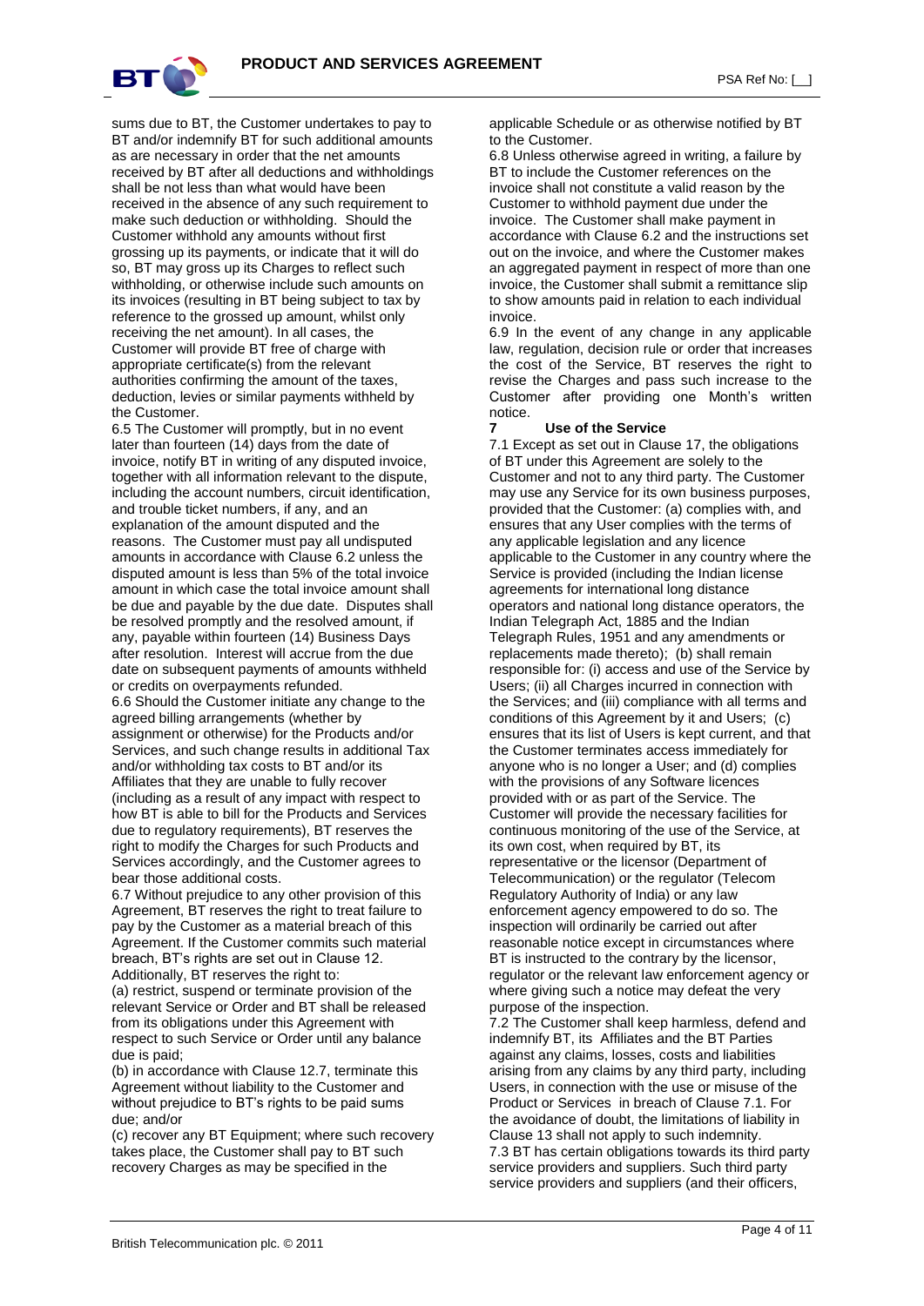sums due to BT, the Customer undertakes to pay to BT and/or indemnify BT for such additional amounts as are necessary in order that the net amounts received by BT after all deductions and withholdings shall be not less than what would have been received in the absence of any such requirement to make such deduction or withholding. Should the Customer withhold any amounts without first grossing up its payments, or indicate that it will do so, BT may gross up its Charges to reflect such withholding, or otherwise include such amounts on its invoices (resulting in BT being subject to tax by reference to the grossed up amount, whilst only receiving the net amount). In all cases, the Customer will provide BT free of charge with appropriate certificate(s) from the relevant authorities confirming the amount of the taxes, deduction, levies or similar payments withheld by the Customer.

6.5 The Customer will promptly, but in no event later than fourteen (14) days from the date of invoice, notify BT in writing of any disputed invoice, together with all information relevant to the dispute, including the account numbers, circuit identification, and trouble ticket numbers, if any, and an explanation of the amount disputed and the reasons. The Customer must pay all undisputed amounts in accordance with Clause 6.2 unless the disputed amount is less than 5% of the total invoice amount in which case the total invoice amount shall be due and payable by the due date. Disputes shall be resolved promptly and the resolved amount, if any, payable within fourteen (14) Business Days after resolution. Interest will accrue from the due date on subsequent payments of amounts withheld or credits on overpayments refunded.

6.6 Should the Customer initiate any change to the agreed billing arrangements (whether by assignment or otherwise) for the Products and/or Services, and such change results in additional Tax and/or withholding tax costs to BT and/or its Affiliates that they are unable to fully recover (including as a result of any impact with respect to how BT is able to bill for the Products and Services due to regulatory requirements), BT reserves the right to modify the Charges for such Products and Services accordingly, and the Customer agrees to bear those additional costs.

6.7 Without prejudice to any other provision of this Agreement, BT reserves the right to treat failure to pay by the Customer as a material breach of this Agreement. If the Customer commits such material breach, BT's rights are set out in Clause 12. Additionally, BT reserves the right to:

(a) restrict, suspend or terminate provision of the relevant Service or Order and BT shall be released from its obligations under this Agreement with respect to such Service or Order until any balance due is paid;

(b) in accordance with Clause 12.7, terminate this Agreement without liability to the Customer and without prejudice to BT's rights to be paid sums due; and/or

(c) recover any BT Equipment; where such recovery takes place, the Customer shall pay to BT such recovery Charges as may be specified in the applicable Schedule or as otherwise notified by BT to the Customer.

6.8 Unless otherwise agreed in writing, a failure by BT to include the Customer references on the invoice shall not constitute a valid reason by the Customer to withhold payment due under the invoice. The Customer shall make payment in accordance with Clause 6.2 and the instructions set out on the invoice, and where the Customer makes an aggregated payment in respect of more than one invoice, the Customer shall submit a remittance slip to show amounts paid in relation to each individual invoice.

6.9 In the event of any change in any applicable law, regulation, decision rule or order that increases the cost of the Service, BT reserves the right to revise the Charges and pass such increase to the Customer after providing one Month's written notice.

## 7 Use of the Service

7.1 Except as set out in Clause 17, the obligations of BT under this Agreement are solely to the Customer and not to any third party. The Customer may use any Service for its own business purposes, provided that the Customer: (a) complies with, and ensures that any User complies with the terms of any applicable legislation and any licence applicable to the Customer in any country where the Service is provided (including the Indian license agreements for international long distance operators and national long distance operators, the Indian Telegraph Act, 1885 and the Indian Telegraph Rules, 1951 and any amendments or replacements made thereto); (b) shall remain responsible for: (i) access and use of the Service by Users; (ii) all Charges incurred in connection with the Services; and (iii) compliance with all terms and conditions of this Agreement by it and Users; (c) ensures that its list of Users is kept current, and that the Customer terminates access immediately for anyone who is no longer a User; and (d) complies with the provisions of any Software licences provided with or as part of the Service. The Customer will provide the necessary facilities for continuous monitoring of the use of the Service, at its own cost, when required by BT, its representative or the licensor (Department of Telecommunication) or the regulator (Telecom Regulatory Authority of India) or any law enforcement agency empowered to do so. The inspection will ordinarily be carried out after reasonable notice except in circumstances where BT is instructed to the contrary by the licensor, regulator or the relevant law enforcement agency or where giving such a notice may defeat the very purpose of the inspection.

7.2 The Customer shall keep harmless, defend and indemnify BT, its Affiliates and the BT Parties against any claims, losses, costs and liabilities arising from any claims by any third party, including Users, in connection with the use or misuse of the Product or Services in breach of Clause 7.1. For the avoidance of doubt, the limitations of liability in Clause 13 shall not apply to such indemnity.

7.3 BT has certain obligations towards its third party service providers and suppliers. Such third party service providers and suppliers (and their officers,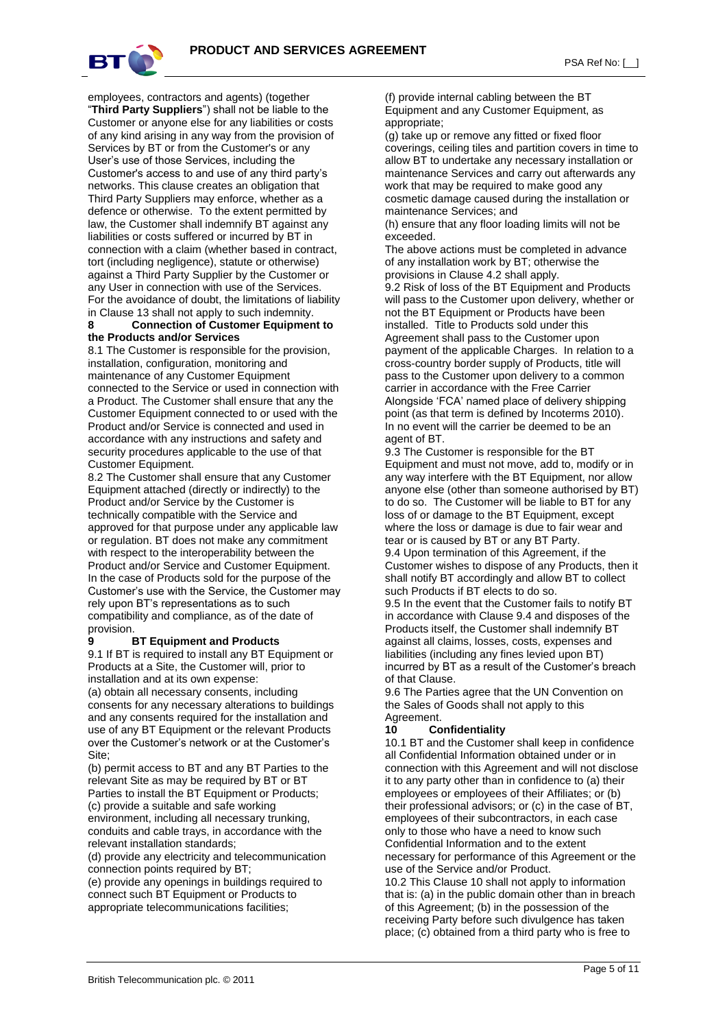employees, contractors and agents) (together "**Third Party Suppliers**") shall not be liable to the Customer or anyone else for any liabilities or costs of any kind arising in any way from the provision of Services by BT or from the Customer's or any User's use of those Services, including the Customer's access to and use of any third party's networks. This clause creates an obligation that Third Party Suppliers may enforce, whether as a defence or otherwise. To the extent permitted by law, the Customer shall indemnify BT against any liabilities or costs suffered or incurred by BT in connection with a claim (whether based in contract, tort (including negligence), statute or otherwise) against a Third Party Supplier by the Customer or any User in connection with use of the Services. For the avoidance of doubt, the limitations of liability in Clause 13 shall not apply to such indemnity.

**8 Connection of Customer Equipment to the Products and/or Services**

8.1 The Customer is responsible for the provision, installation, configuration, monitoring and maintenance of any Customer Equipment connected to the Service or used in connection with a Product. The Customer shall ensure that any the Customer Equipment connected to or used with the Product and/or Service is connected and used in accordance with any instructions and safety and security procedures applicable to the use of that Customer Equipment.

8.2 The Customer shall ensure that any Customer Equipment attached (directly or indirectly) to the Product and/or Service by the Customer is technically compatible with the Service and approved for that purpose under any applicable law or regulation. BT does not make any commitment with respect to the interoperability between the Product and/or Service and Customer Equipment. In the case of Products sold for the purpose of the Customer's use with the Service, the Customer may rely upon BT's representations as to such compatibility and compliance, as of the date of provision.

**9 BT Equipment and Products**

9.1 If BT is required to install any BT Equipment or Products at a Site, the Customer will, prior to installation and at its own expense:

(a) obtain all necessary consents, including consents for any necessary alterations to buildings and any consents required for the installation and use of any BT Equipment or the relevant Products over the Customer's network or at the Customer's Site;

(b) permit access to BT and any BT Parties to the relevant Site as may be required by BT or BT Parties to install the BT Equipment or Products;

(c) provide a suitable and safe working environment, including all necessary trunking, conduits and cable trays, in accordance with the relevant installation standards;

(d) provide any electricity and telecommunication connection points required by BT;

(e) provide any openings in buildings required to connect such BT Equipment or Products to appropriate telecommunications facilities;

(f) provide internal cabling between the BT Equipment and any Customer Equipment, as appropriate;

(g) take up or remove any fitted or fixed floor coverings, ceiling tiles and partition covers in time to allow BT to undertake any necessary installation or maintenance Services and carry out afterwards any work that may be required to make good any cosmetic damage caused during the installation or maintenance Services; and

(h) ensure that any floor loading limits will not be exceeded.

The above actions must be completed in advance of any installation work by BT; otherwise the provisions in Clause 4.2 shall apply.

9.2 Risk of loss of the BT Equipment and Products will pass to the Customer upon delivery, whether or not the BT Equipment or Products have been installed. Title to Products sold under this Agreement shall pass to the Customer upon payment of the applicable Charges. In relation to a cross-country border supply of Products, title will pass to the Customer upon delivery to a common carrier in accordance with the Free Carrier Alongside 'FCA' named place of delivery shipping point (as that term is defined by Incoterms 2010). In no event will the carrier be deemed to be an agent of BT.

9.3 The Customer is responsible for the BT Equipment and must not move, add to, modify or in any way interfere with the BT Equipment, nor allow anyone else (other than someone authorised by BT) to do so. The Customer will be liable to BT for any loss of or damage to the BT Equipment, except where the loss or damage is due to fair wear and tear or is caused by BT or any BT Party.

9.4 Upon termination of this Agreement, if the Customer wishes to dispose of any Products, then it shall notify BT accordingly and allow BT to collect such Products if BT elects to do so.

9.5 In the event that the Customer fails to notify BT in accordance with Clause 9.4 and disposes of the Products itself, the Customer shall indemnify BT against all claims, losses, costs, expenses and liabilities (including any fines levied upon BT) incurred by BT as a result of the Customer's breach of that Clause.

9.6 The Parties agree that the UN Convention on the Sales of Goods shall not apply to this Agreement.

**10 Confidentiality**

10.1 BT and the Customer shall keep in confidence all Confidential Information obtained under or in connection with this Agreement and will not disclose it to any party other than in confidence to (a) their employees or employees of their Affiliates; or (b) their professional advisors; or (c) in the case of BT, employees of their subcontractors, in each case only to those who have a need to know such Confidential Information and to the extent necessary for performance of this Agreement or the use of the Service and/or Product.

10.2 This Clause 10 shall not apply to information that is: (a) in the public domain other than in breach of this Agreement; (b) in the possession of the receiving Party before such divulgence has taken place; (c) obtained from a third party who is free to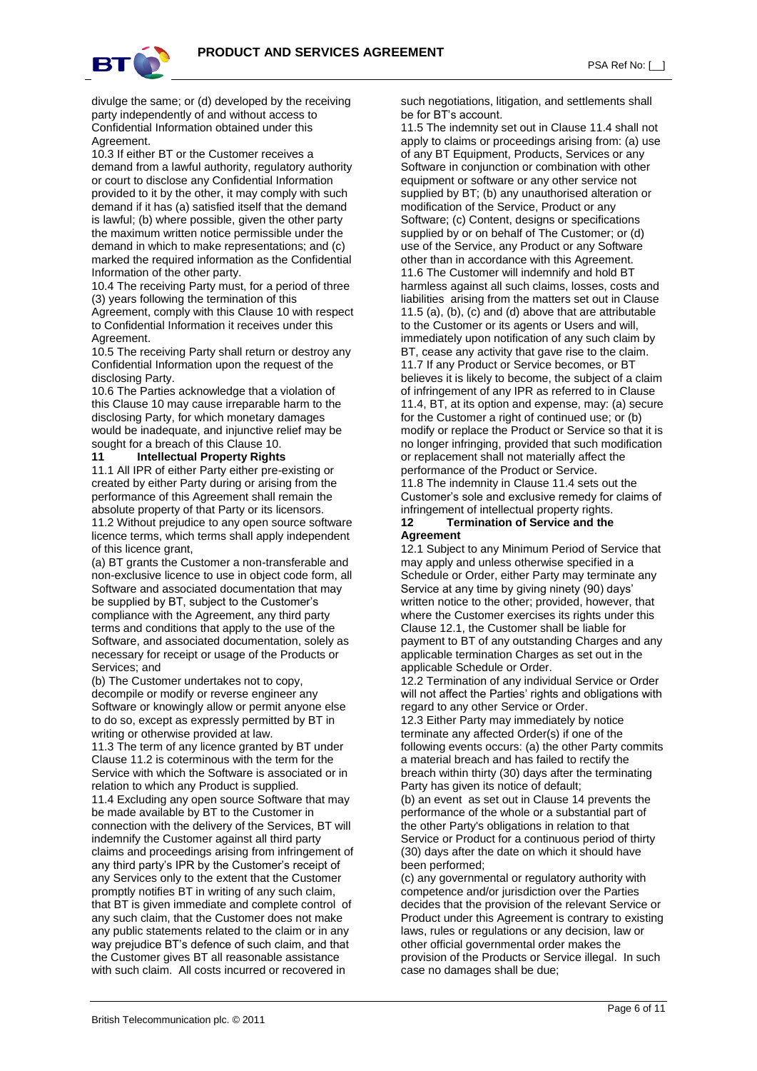divulge the same; or (d) developed by the receiving party independently of and without access to Confidential Information obtained under this Agreement.

10.3 If either BT or the Customer receives a demand from a lawful authority, regulatory authority or court to disclose any Confidential Information provided to it by the other, it may comply with such demand if it has (a) satisfied itself that the demand is lawful; (b) where possible, given the other party the maximum written notice permissible under the demand in which to make representations; and (c) marked the required information as the Confidential Information of the other party.

10.4 The receiving Party must, for a period of three (3) years following the termination of this Agreement, comply with this Clause 10 with respect to Confidential Information it receives under this Agreement.

10.5 The receiving Party shall return or destroy any Confidential Information upon the request of the disclosing Party.

10.6 The Parties acknowledge that a violation of this Clause 10 may cause irreparable harm to the disclosing Party, for which monetary damages would be inadequate, and injunctive relief may be sought for a breach of this Clause 10.

## 11 Intellectual Property Rights

11.1 All IPR of either Party either pre-existing or created by either Party during or arising from the performance of this Agreement shall remain the absolute property of that Party or its licensors.

11.2 Without prejudice to any open source software licence terms, which terms shall apply independent of this licence grant,

(a) BT grants the Customer a non-transferable and non-exclusive licence to use in object code form, all Software and associated documentation that may be supplied by BT, subject to the Customer's compliance with the Agreement, any third party terms and conditions that apply to the use of the Software, and associated documentation, solely as necessary for receipt or usage of the Products or Services; and

(b) The Customer undertakes not to copy, decompile or modify or reverse engineer any Software or knowingly allow or permit anyone else to do so, except as expressly permitted by BT in writing or otherwise provided at law.

11.3 The term of any licence granted by BT under Clause 11.2 is coterminous with the term for the Service with which the Software is associated or in relation to which any Product is supplied.

11.4 Excluding any open source Software that may be made available by BT to the Customer in connection with the delivery of the Services, BT will indemnify the Customer against all third party claims and proceedings arising from infringement of any third party's IPR by the Customer's receipt of any Services only to the extent that the Customer promptly notifies BT in writing of any such claim, that BT is given immediate and complete control of any such claim, that the Customer does not make any public statements related to the claim or in any way prejudice BT's defence of such claim, and that the Customer gives BT all reasonable assistance with such claim. All costs incurred or recovered in such negotiations, litigation, and settlements shall be for BT's account.

11.5 The indemnity set out in Clause 11.4 shall not apply to claims or proceedings arising from: (a) use of any BT Equipment, Products, Services or any Software in conjunction or combination with other equipment or software or any other service not supplied by BT; (b) any unauthorised alteration or modification of the Service, Product or any Software; (c) Content, designs or specifications supplied by or on behalf of The Customer; or (d) use of the Service, any Product or any Software other than in accordance with this Agreement.

11.6 The Customer will indemnify and hold BT harmless against all such claims, losses, costs and liabilities arising from the matters set out in Clause 11.5 (a), (b), (c) and (d) above that are attributable to the Customer or its agents or Users and will, immediately upon notification of any such claim by BT, cease any activity that gave rise to the claim.

11.7 If any Product or Service becomes, or BT believes it is likely to become, the subject of a claim of infringement of any IPR as referred to in Clause 11.4, BT, at its option and expense, may: (a) secure for the Customer a right of continued use; or (b) modify or replace the Product or Service so that it is no longer infringing, provided that such modification or replacement shall not materially affect the performance of the Product or Service.

11.8 The indemnity in Clause 11.4 sets out the Customer's sole and exclusive remedy for claims of infringement of intellectual property rights.

## 12 Termination of Service and the Agreement

12.1 Subject to any Minimum Period of Service that may apply and unless otherwise specified in a Schedule or Order, either Party may terminate any Service at any time by giving ninety (90) days' written notice to the other; provided, however, that where the Customer exercises its rights under this Clause 12.1, the Customer shall be liable for payment to BT of any outstanding Charges and any applicable termination Charges as set out in the applicable Schedule or Order.

12.2 Termination of any individual Service or Order will not affect the Parties' rights and obligations with regard to any other Service or Order.

12.3 Either Party may immediately by notice terminate any affected Order(s) if one of the following events occurs: (a) the other Party commits a material breach and has failed to rectify the breach within thirty (30) days after the terminating Party has given its notice of default;

(b) an event as set out in Clause 14 prevents the performance of the whole or a substantial part of the other Party's obligations in relation to that Service or Product for a continuous period of thirty (30) days after the date on which it should have been performed;

(c) any governmental or regulatory authority with competence and/or jurisdiction over the Parties decides that the provision of the relevant Service or Product under this Agreement is contrary to existing laws, rules or regulations or any decision, law or other official governmental order makes the provision of the Products or Service illegal. In such case no damages shall be due;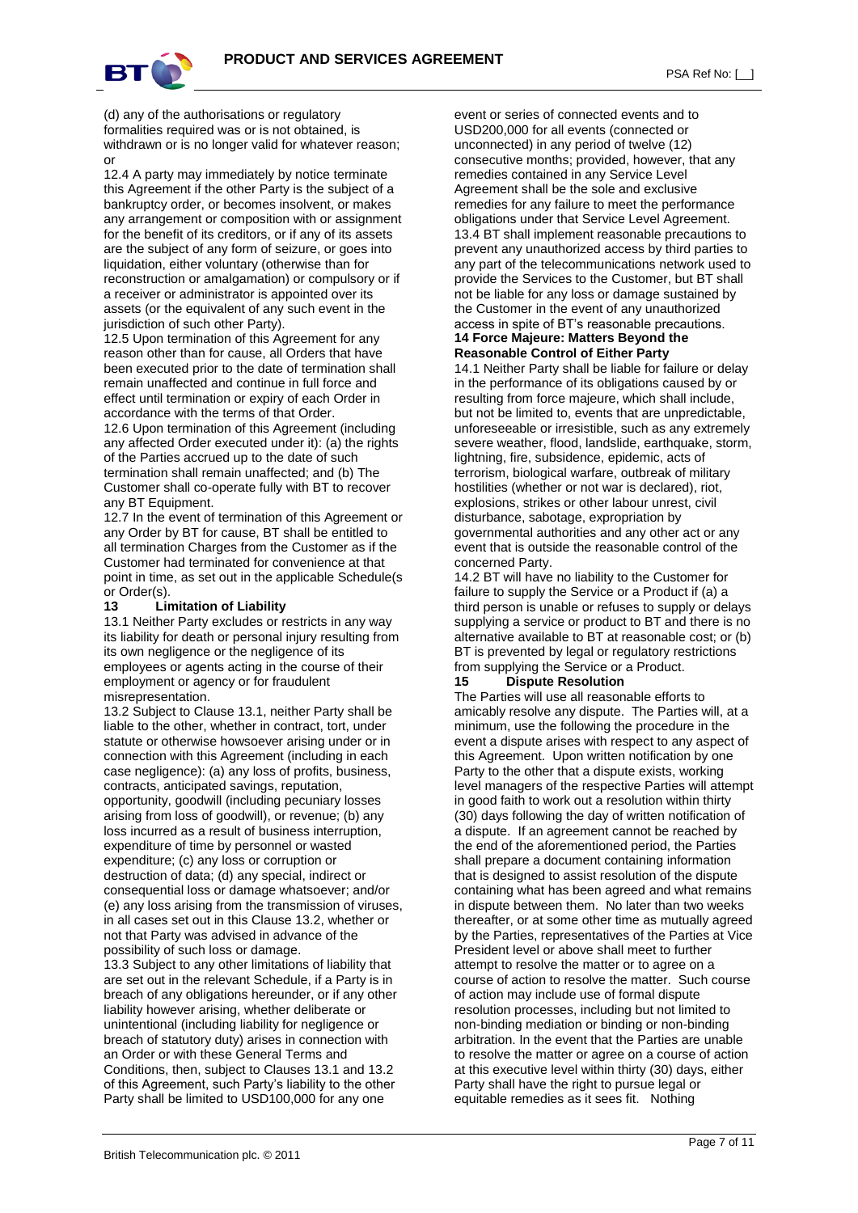(d) any of the authorisations or regulatory formalities required was or is not obtained, is withdrawn or is no longer valid for whatever reason; or

12.4 A party may immediately by notice terminate this Agreement if the other Party is the subject of a bankruptcy order, or becomes insolvent, or makes any arrangement or composition with or assignment for the benefit of its creditors, or if any of its assets are the subject of any form of seizure, or goes into liquidation, either voluntary (otherwise than for reconstruction or amalgamation) or compulsory or if a receiver or administrator is appointed over its assets (or the equivalent of any such event in the jurisdiction of such other Party).

12.5 Upon termination of this Agreement for any reason other than for cause, all Orders that have been executed prior to the date of termination shall remain unaffected and continue in full force and effect until termination or expiry of each Order in accordance with the terms of that Order.

12.6 Upon termination of this Agreement (including any affected Order executed under it): (a) the rights of the Parties accrued up to the date of such termination shall remain unaffected; and (b) The Customer shall co-operate fully with BT to recover any BT Equipment.

12.7 In the event of termination of this Agreement or any Order by BT for cause, BT shall be entitled to all termination Charges from the Customer as if the Customer had terminated for convenience at that point in time, as set out in the applicable Schedule(s or Order(s).

**13 Limitation of Liability**

13.1 Neither Party excludes or restricts in any way its liability for death or personal injury resulting from its own negligence or the negligence of its employees or agents acting in the course of their employment or agency or for fraudulent misrepresentation.

13.2 Subject to Clause 13.1, neither Party shall be liable to the other, whether in contract, tort, under statute or otherwise howsoever arising under or in connection with this Agreement (including in each case negligence): (a) any loss of profits, business, contracts, anticipated savings, reputation, opportunity, goodwill (including pecuniary losses arising from loss of goodwill), or revenue; (b) any loss incurred as a result of business interruption, expenditure of time by personnel or wasted expenditure; (c) any loss or corruption or destruction of data; (d) any special, indirect or consequential loss or damage whatsoever; and/or (e) any loss arising from the transmission of viruses, in all cases set out in this Clause 13.2, whether or not that Party was advised in advance of the possibility of such loss or damage.

13.3 Subject to any other limitations of liability that are set out in the relevant Schedule, if a Party is in breach of any obligations hereunder, or if any other liability however arising, whether deliberate or unintentional (including liability for negligence or breach of statutory duty) arises in connection with an Order or with these General Terms and Conditions, then, subject to Clauses 13.1 and 13.2 of this Agreement, such Party's liability to the other Party shall be limited to USD100,000 for any one event or series of connected events and to USD200,000 for all events (connected or unconnected) in any period of twelve (12) consecutive months; provided, however, that any remedies contained in any Service Level Agreement shall be the sole and exclusive remedies for any failure to meet the performance obligations under that Service Level Agreement.

13.4 BT shall implement reasonable precautions to prevent any unauthorized access by third parties to any part of the telecommunications network used to provide the Services to the Customer, but BT shall not be liable for any loss or damage sustained by the Customer in the event of any unauthorized access in spite of BT's reasonable precautions.

**14 Force Majeure: Matters Beyond the Reasonable Control of Either Party**

14.1 Neither Party shall be liable for failure or delay in the performance of its obligations caused by or resulting from force majeure, which shall include, but not be limited to, events that are unpredictable, unforeseeable or irresistible, such as any extremely severe weather, flood, landslide, earthquake, storm, lightning, fire, subsidence, epidemic, acts of terrorism, biological warfare, outbreak of military hostilities (whether or not war is declared), riot, explosions, strikes or other labour unrest, civil disturbance, sabotage, expropriation by governmental authorities and any other act or any event that is outside the reasonable control of the concerned Party.

14.2 BT will have no liability to the Customer for failure to supply the Service or a Product if (a) a third person is unable or refuses to supply or delays supplying a service or product to BT and there is no alternative available to BT at reasonable cost; or (b) BT is prevented by legal or regulatory restrictions from supplying the Service or a Product.

**15 Dispute Resolution**

The Parties will use all reasonable efforts to amicably resolve any dispute. The Parties will, at a minimum, use the following the procedure in the event a dispute arises with respect to any aspect of this Agreement. Upon written notification by one Party to the other that a dispute exists, working level managers of the respective Parties will attempt in good faith to work out a resolution within thirty (30) days following the day of written notification of a dispute. If an agreement cannot be reached by the end of the aforementioned period, the Parties shall prepare a document containing information that is designed to assist resolution of the dispute containing what has been agreed and what remains in dispute between them. No later than two weeks thereafter, or at some other time as mutually agreed by the Parties, representatives of the Parties at Vice President level or above shall meet to further attempt to resolve the matter or to agree on a course of action to resolve the matter. Such course of action may include use of formal dispute resolution processes, including but not limited to non-binding mediation or binding or non-binding arbitration. In the event that the Parties are unable to resolve the matter or agree on a course of action at this executive level within thirty (30) days, either Party shall have the right to pursue legal or equitable remedies as it sees fit. Nothing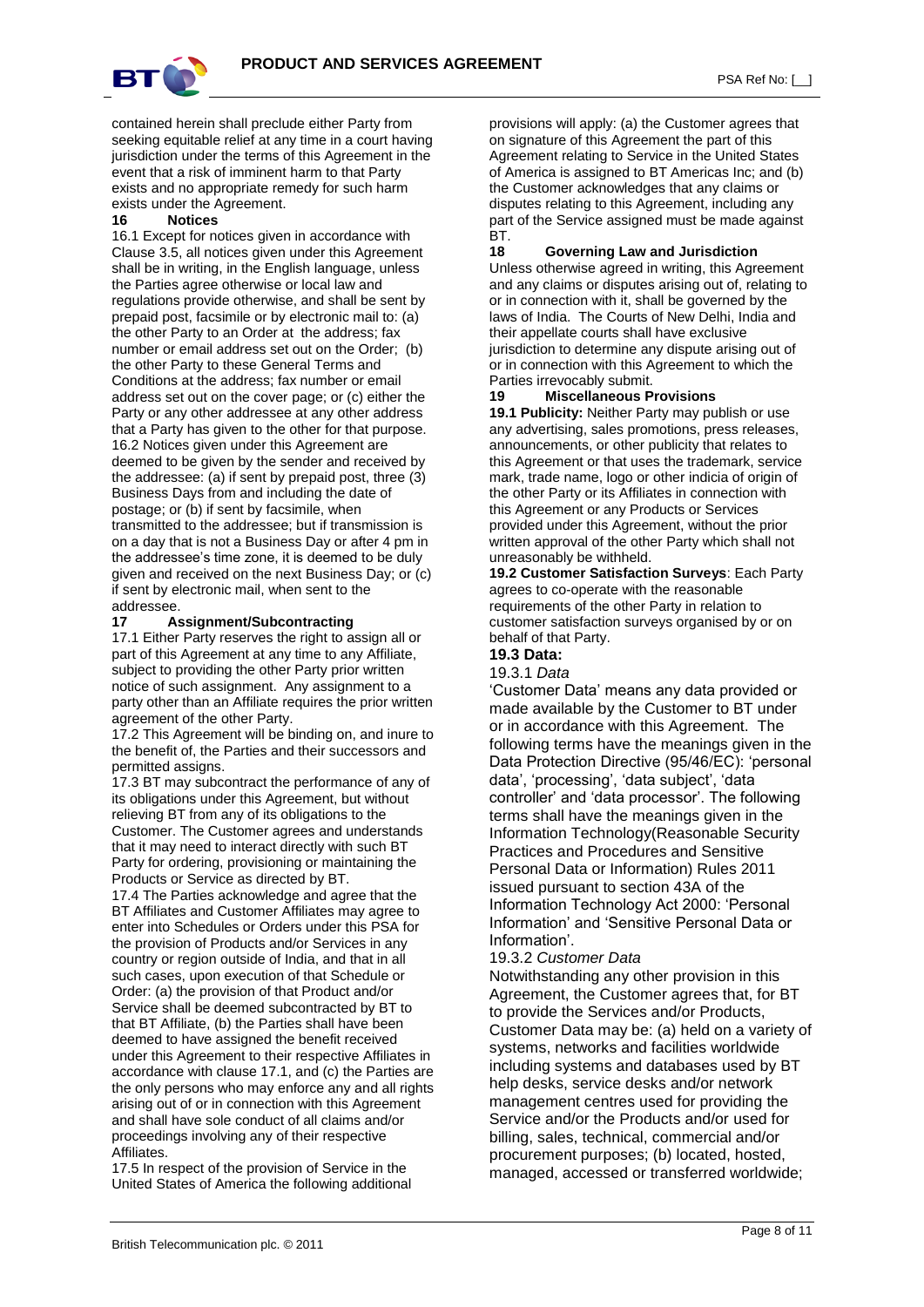contained herein shall preclude either Party from seeking equitable relief at any time in a court having jurisdiction under the terms of this Agreement in the event that a risk of imminent harm to that Party exists and no appropriate remedy for such harm exists under the Agreement.

## 16 Notices

16.1 Except for notices given in accordance with Clause 3.5, all notices given under this Agreement shall be in writing, in the English language, unless the Parties agree otherwise or local law and regulations provide otherwise, and shall be sent by prepaid post, facsimile or by electronic mail to: (a) the other Party to an Order at the address; fax number or email address set out on the Order; (b) the other Party to these General Terms and Conditions at the address; fax number or email address set out on the cover page; or (c) either the Party or any other addressee at any other address that a Party has given to the other for that purpose.

16.2 Notices given under this Agreement are deemed to be given by the sender and received by the addressee: (a) if sent by prepaid post, three (3) Business Days from and including the date of postage; or (b) if sent by facsimile, when transmitted to the addressee; but if transmission is on a day that is not a Business Day or after 4 pm in the addressee's time zone, it is deemed to be duly given and received on the next Business Day; or (c) if sent by electronic mail, when sent to the addressee.

## 17 Assignment/Subcontracting

17.1 Either Party reserves the right to assign all or part of this Agreement at any time to any Affiliate, subject to providing the other Party prior written notice of such assignment. Any assignment to a party other than an Affiliate requires the prior written agreement of the other Party.

17.2 This Agreement will be binding on, and inure to the benefit of, the Parties and their successors and permitted assigns.

17.3 BT may subcontract the performance of any of its obligations under this Agreement, but without relieving BT from any of its obligations to the Customer. The Customer agrees and understands that it may need to interact directly with such BT Party for ordering, provisioning or maintaining the Products or Service as directed by BT.

17.4 The Parties acknowledge and agree that the BT Affiliates and Customer Affiliates may agree to enter into Schedules or Orders under this PSA for the provision of Products and/or Services in any country or region outside of India, and that in all such cases, upon execution of that Schedule or Order: (a) the provision of that Product and/or Service shall be deemed subcontracted by BT to that BT Affiliate, (b) the Parties shall have been deemed to have assigned the benefit received under this Agreement to their respective Affiliates in accordance with clause 17.1, and (c) the Parties are the only persons who may enforce any and all rights arising out of or in connection with this Agreement and shall have sole conduct of all claims and/or proceedings involving any of their respective Affiliates.

17.5 In respect of the provision of Service in the United States of America the following additional provisions will apply: (a) the Customer agrees that on signature of this Agreement the part of this Agreement relating to Service in the United States of America is assigned to BT Americas Inc; and (b) the Customer acknowledges that any claims or disputes relating to this Agreement, including any part of the Service assigned must be made against BT.

## 18 Governing Law and Jurisdiction

Unless otherwise agreed in writing, this Agreement and any claims or disputes arising out of, relating to or in connection with it, shall be governed by the laws of India. The Courts of New Delhi, India and their appellate courts shall have exclusive jurisdiction to determine any dispute arising out of or in connection with this Agreement to which the Parties irrevocably submit.

## 19 Miscellaneous Provisions

**19.1 Publicity:** Neither Party may publish or use any advertising, sales promotions, press releases, announcements, or other publicity that relates to this Agreement or that uses the trademark, service mark, trade name, logo or other indicia of origin of the other Party or its Affiliates in connection with this Agreement or any Products or Services provided under this Agreement, without the prior written approval of the other Party which shall not unreasonably be withheld.

**19.2 Customer Satisfaction Surveys**: Each Party agrees to co-operate with the reasonable requirements of the other Party in relation to customer satisfaction surveys organised by or on behalf of that Party.

**19.3 Data:**

19.3.1 *Data*

'Customer Data' means any data provided or made available by the Customer to BT under or in accordance with this Agreement. The following terms have the meanings given in the Data Protection Directive (95/46/EC): 'personal data', 'processing', 'data subject', 'data controller' and 'data processor'. The following terms shall have the meanings given in the Information Technology(Reasonable Security Practices and Procedures and Sensitive Personal Data or Information) Rules 2011 issued pursuant to section 43A of the Information Technology Act 2000: 'Personal Information' and 'Sensitive Personal Data or Information'.

19.3.2 *Customer Data*

Notwithstanding any other provision in this Agreement, the Customer agrees that, for BT to provide the Services and/or Products, Customer Data may be: (a) held on a variety of systems, networks and facilities worldwide including systems and databases used by BT help desks, service desks and/or network management centres used for providing the Service and/or the Products and/or used for billing, sales, technical, commercial and/or procurement purposes; (b) located, hosted, managed, accessed or transferred worldwide;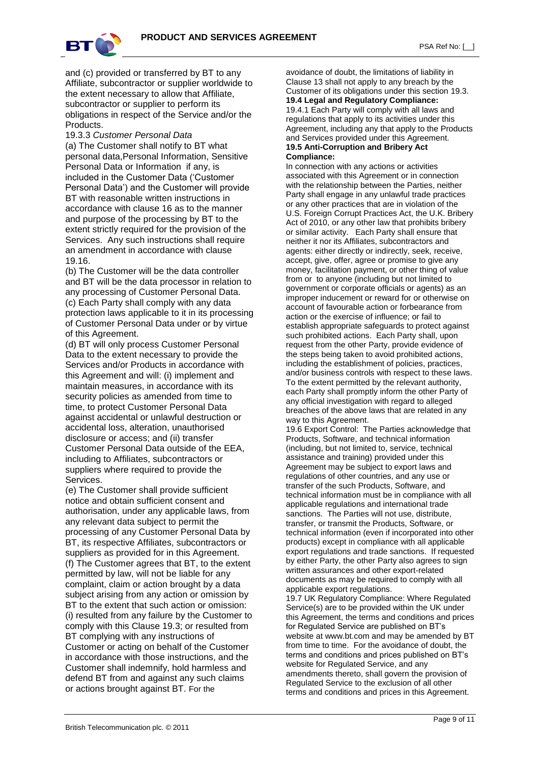and (c) provided or transferred by BT to any Affiliate, subcontractor or supplier worldwide to the extent necessary to allow that Affiliate, subcontractor or supplier to perform its obligations in respect of the Service and/or the Products.

19.3.3 *Customer Personal Data*

(a) The Customer shall notify to BT what personal data,Personal Information, Sensitive Personal Data or Information if any, is included in the Customer Data ('Customer Personal Data') and the Customer will provide BT with reasonable written instructions in accordance with clause 16 as to the manner and purpose of the processing by BT to the extent strictly required for the provision of the Services. Any such instructions shall require an amendment in accordance with clause 19.16.

(b) The Customer will be the data controller and BT will be the data processor in relation to any processing of Customer Personal Data.

(c) Each Party shall comply with any data protection laws applicable to it in its processing of Customer Personal Data under or by virtue of this Agreement.

(d) BT will only process Customer Personal Data to the extent necessary to provide the Services and/or Products in accordance with this Agreement and will: (i) implement and maintain measures, in accordance with its security policies as amended from time to time, to protect Customer Personal Data against accidental or unlawful destruction or accidental loss, alteration, unauthorised disclosure or access; and (ii) transfer Customer Personal Data outside of the EEA, including to Affiliates, subcontractors or suppliers where required to provide the Services.

(e) The Customer shall provide sufficient notice and obtain sufficient consent and authorisation, under any applicable laws, from any relevant data subject to permit the processing of any Customer Personal Data by BT, its respective Affiliates, subcontractors or suppliers as provided for in this Agreement.

(f) The Customer agrees that BT, to the extent permitted by law, will not be liable for any complaint, claim or action brought by a data subject arising from any action or omission by BT to the extent that such action or omission: (i) resulted from any failure by the Customer to comply with this Clause 19.3; or resulted from BT complying with any instructions of Customer or acting on behalf of the Customer in accordance with those instructions, and the Customer shall indemnify, hold harmless and defend BT from and against any such claims or actions brought against BT. For the avoidance of doubt, the limitations of liability in Clause 13 shall not apply to any breach by the Customer of its obligations under this section 19.3.

**19.4 Legal and Regulatory Compliance:**

19.4.1 Each Party will comply with all laws and regulations that apply to its activities under this Agreement, including any that apply to the Products and Services provided under this Agreement.

**19.5 Anti-Corruption and Bribery Act Compliance:**

In connection with any actions or activities associated with this Agreement or in connection with the relationship between the Parties, neither Party shall engage in any unlawful trade practices or any other practices that are in violation of the U.S. Foreign Corrupt Practices Act, the U.K. Bribery Act of 2010, or any other law that prohibits bribery or similar activity. Each Party shall ensure that neither it nor its Affiliates, subcontractors and agents: either directly or indirectly, seek, receive, accept, give, offer, agree or promise to give any money, facilitation payment, or other thing of value from or to anyone (including but not limited to government or corporate officials or agents) as an improper inducement or reward for or otherwise on account of favourable action or forbearance from action or the exercise of influence; or fail to establish appropriate safeguards to protect against such prohibited actions. Each Party shall, upon request from the other Party, provide evidence of the steps being taken to avoid prohibited actions, including the establishment of policies, practices, and/or business controls with respect to these laws. To the extent permitted by the relevant authority, each Party shall promptly inform the other Party of any official investigation with regard to alleged breaches of the above laws that are related in any way to this Agreement.

19.6 Export Control: The Parties acknowledge that Products, Software, and technical information (including, but not limited to, service, technical assistance and training) provided under this Agreement may be subject to export laws and regulations of other countries, and any use or transfer of the such Products, Software, and technical information must be in compliance with all applicable regulations and international trade sanctions. The Parties will not use, distribute, transfer, or transmit the Products, Software, or technical information (even if incorporated into other products) except in compliance with all applicable export regulations and trade sanctions. If requested by either Party, the other Party also agrees to sign written assurances and other export-related documents as may be required to comply with all applicable export regulations.

19.7 UK Regulatory Compliance: Where Regulated Service(s) are to be provided within the UK under this Agreement, the terms and conditions and prices for Regulated Service are published on BT's website at www.bt.com and may be amended by BT from time to time. For the avoidance of doubt, the terms and conditions and prices published on BT's website for Regulated Service, and any amendments thereto, shall govern the provision of Regulated Service to the exclusion of all other terms and conditions and prices in this Agreement.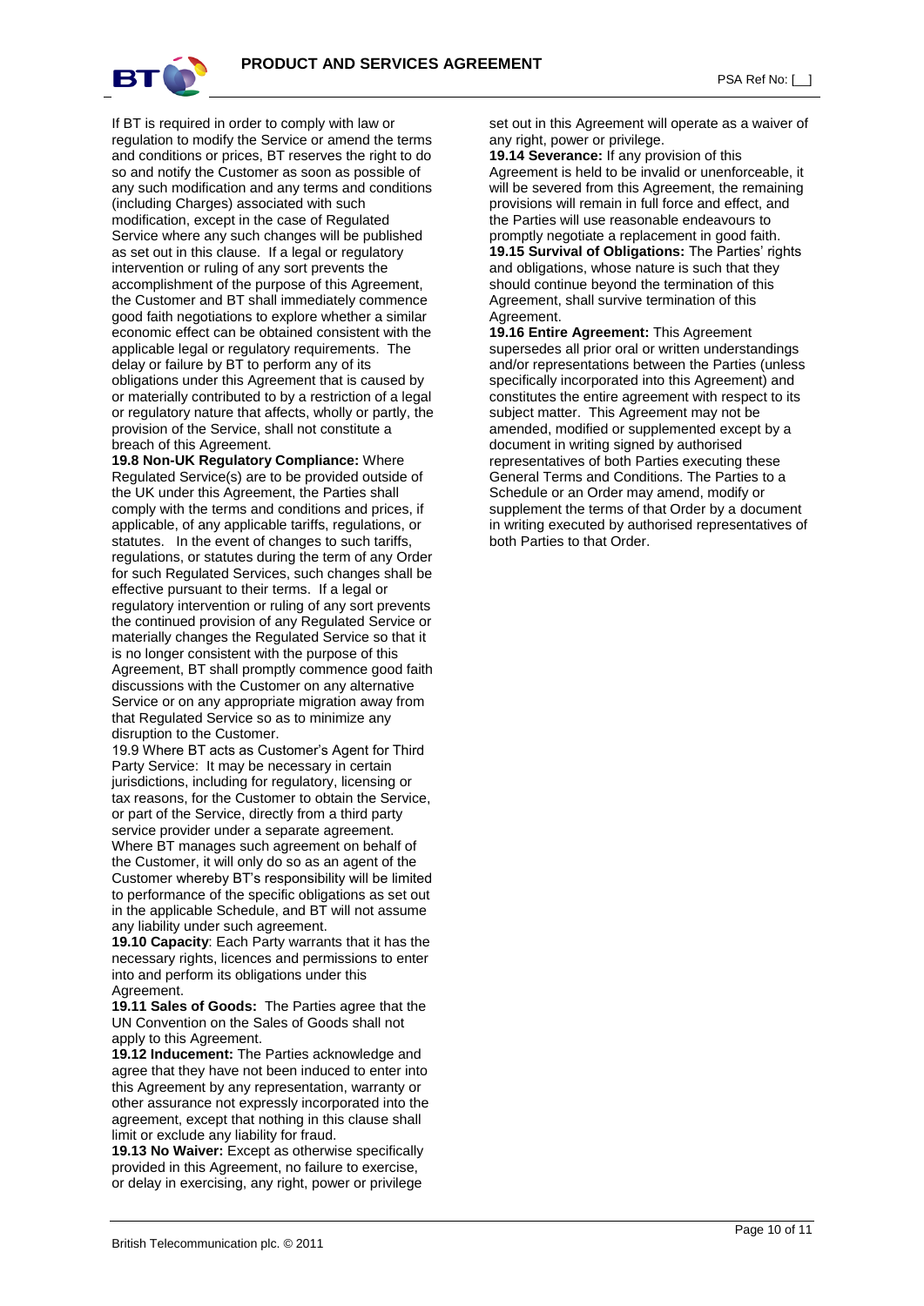If BT is required in order to comply with law or regulation to modify the Service or amend the terms and conditions or prices, BT reserves the right to do so and notify the Customer as soon as possible of any such modification and any terms and conditions (including Charges) associated with such modification, except in the case of Regulated Service where any such changes will be published as set out in this clause. If a legal or regulatory intervention or ruling of any sort prevents the accomplishment of the purpose of this Agreement, the Customer and BT shall immediately commence good faith negotiations to explore whether a similar economic effect can be obtained consistent with the applicable legal or regulatory requirements. The delay or failure by BT to perform any of its obligations under this Agreement that is caused by or materially contributed to by a restriction of a legal or regulatory nature that affects, wholly or partly, the provision of the Service, shall not constitute a breach of this Agreement.

**19.8 Non-UK Regulatory Compliance:** Where Regulated Service(s) are to be provided outside of the UK under this Agreement, the Parties shall comply with the terms and conditions and prices, if applicable, of any applicable tariffs, regulations, or statutes. In the event of changes to such tariffs, regulations, or statutes during the term of any Order for such Regulated Services, such changes shall be effective pursuant to their terms. If a legal or regulatory intervention or ruling of any sort prevents the continued provision of any Regulated Service or materially changes the Regulated Service so that it is no longer consistent with the purpose of this Agreement, BT shall promptly commence good faith discussions with the Customer on any alternative Service or on any appropriate migration away from that Regulated Service so as to minimize any disruption to the Customer.

19.9 Where BT acts as Customer's Agent for Third Party Service: It may be necessary in certain jurisdictions, including for regulatory, licensing or tax reasons, for the Customer to obtain the Service, or part of the Service, directly from a third party service provider under a separate agreement. Where BT manages such agreement on behalf of the Customer, it will only do so as an agent of the Customer whereby BT's responsibility will be limited to performance of the specific obligations as set out in the applicable Schedule, and BT will not assume any liability under such agreement.

**19.10 Capacity**: Each Party warrants that it has the necessary rights, licences and permissions to enter into and perform its obligations under this Agreement.

**19.11 Sales of Goods:** The Parties agree that the UN Convention on the Sales of Goods shall not apply to this Agreement.

**19.12 Inducement:** The Parties acknowledge and agree that they have not been induced to enter into this Agreement by any representation, warranty or other assurance not expressly incorporated into the agreement, except that nothing in this clause shall limit or exclude any liability for fraud.

**19.13 No Waiver:** Except as otherwise specifically provided in this Agreement, no failure to exercise, or delay in exercising, any right, power or privilege set out in this Agreement will operate as a waiver of any right, power or privilege.

**19.14 Severance:** If any provision of this Agreement is held to be invalid or unenforceable, it will be severed from this Agreement, the remaining provisions will remain in full force and effect, and the Parties will use reasonable endeavours to promptly negotiate a replacement in good faith.

**19.15 Survival of Obligations:** The Parties' rights and obligations, whose nature is such that they should continue beyond the termination of this Agreement, shall survive termination of this Agreement.

**19.16 Entire Agreement:** This Agreement supersedes all prior oral or written understandings and/or representations between the Parties (unless specifically incorporated into this Agreement) and constitutes the entire agreement with respect to its subject matter. This Agreement may not be amended, modified or supplemented except by a document in writing signed by authorised representatives of both Parties executing these General Terms and Conditions. The Parties to a Schedule or an Order may amend, modify or supplement the terms of that Order by a document in writing executed by authorised representatives of both Parties to that Order.